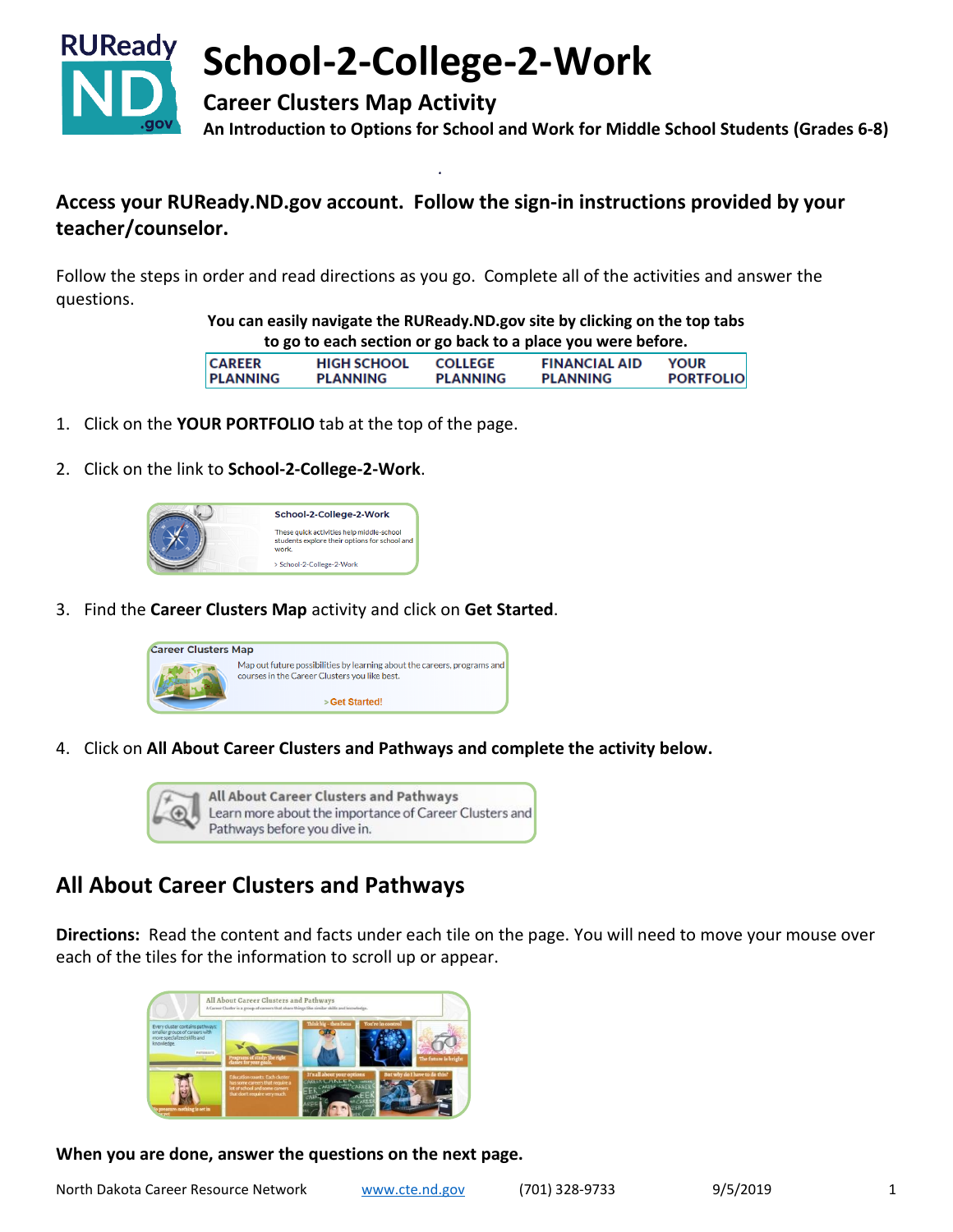# School-2-College-2-Work

## Career Clusters Map Activity

**An Introduction to Options for School and Work for Middle School Students (Grades 6-8)**

### Access your RUReady.ND.gov account. Follow the sign-in instructions provided by your teacher/counselor.

Follow the steps in order and read directions as you go. Complete all of the activities and answer the questions.

**You can easily navigate the RUReady.ND.gov site by clicking on the top tabs to go to each section or go back to a place you were before.**

| CAREER PLANNING | HIGH SCHOOL PLANNING | COLLEGE PLANNING | FINANCIAL AID PLANNING | YOUR PORTFOLIO |
|---|---|---|---|---|

1. Click on the **YOUR PORTFOLIO** tab at the top of the page.
2. Click on the link to **School-2-College-2-Work**.
3. Find the **Career Clusters Map** activity and click on **Get Started**.
4. Click on **All About Career Clusters and Pathways and complete the activity below.**

## All About Career Clusters and Pathways

**Directions:** Read the content and facts under each tile on the page. You will need to move your mouse over each of the tiles for the information to scroll up or appear.

**When you are done, answer the questions on the next page.**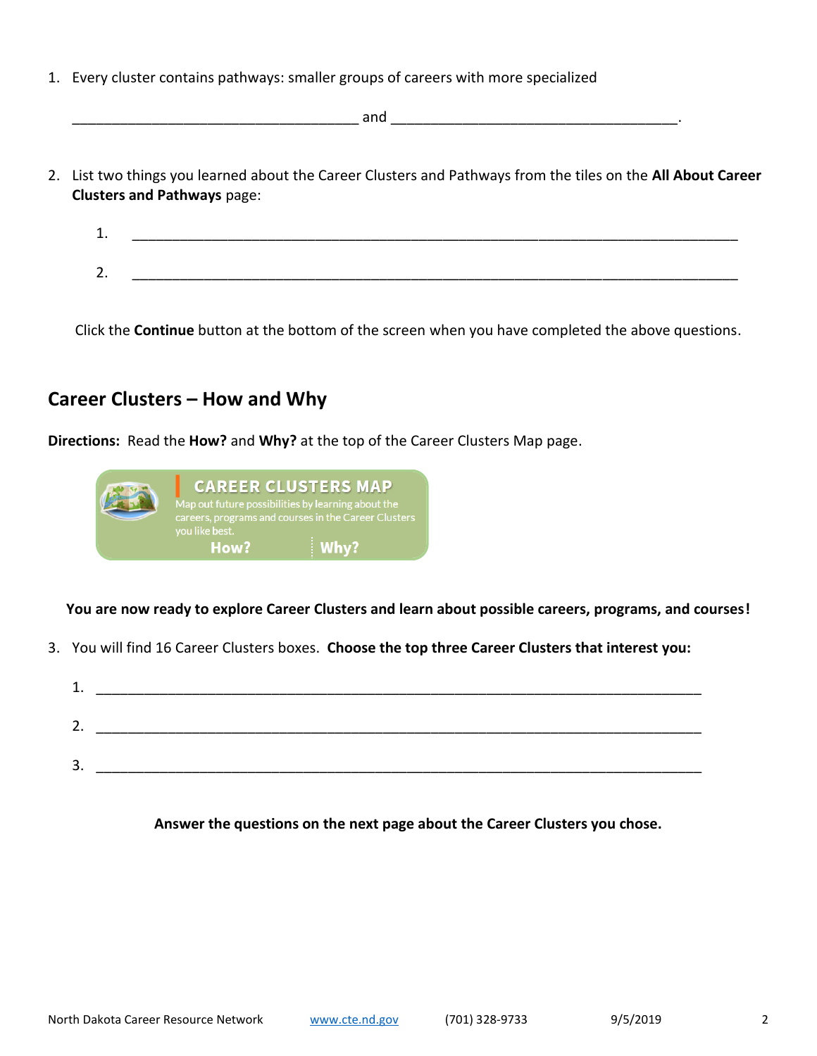1. Every cluster contains pathways: smaller groups of careers with more specialized

   ____________________________________ and ____________________________________.

2. List two things you learned about the Career Clusters and Pathways from the tiles on the **All About Career Clusters and Pathways** page:

   1. ___________________________________________________________________________

   2. ___________________________________________________________________________

Click the **Continue** button at the bottom of the screen when you have completed the above questions.

## Career Clusters – How and Why

**Directions:** Read the **How?** and **Why?** at the top of the Career Clusters Map page.

CAREER CLUSTERS MAP
Map out future possibilities by learning about the careers, programs and courses in the Career Clusters you like best.
How? Why?

**You are now ready to explore Career Clusters and learn about possible careers, programs, and courses!**

3. You will find 16 Career Clusters boxes. **Choose the top three Career Clusters that interest you:**

   1. ___________________________________________________________________________

   2. ___________________________________________________________________________

   3. ___________________________________________________________________________

**Answer the questions on the next page about the Career Clusters you chose.**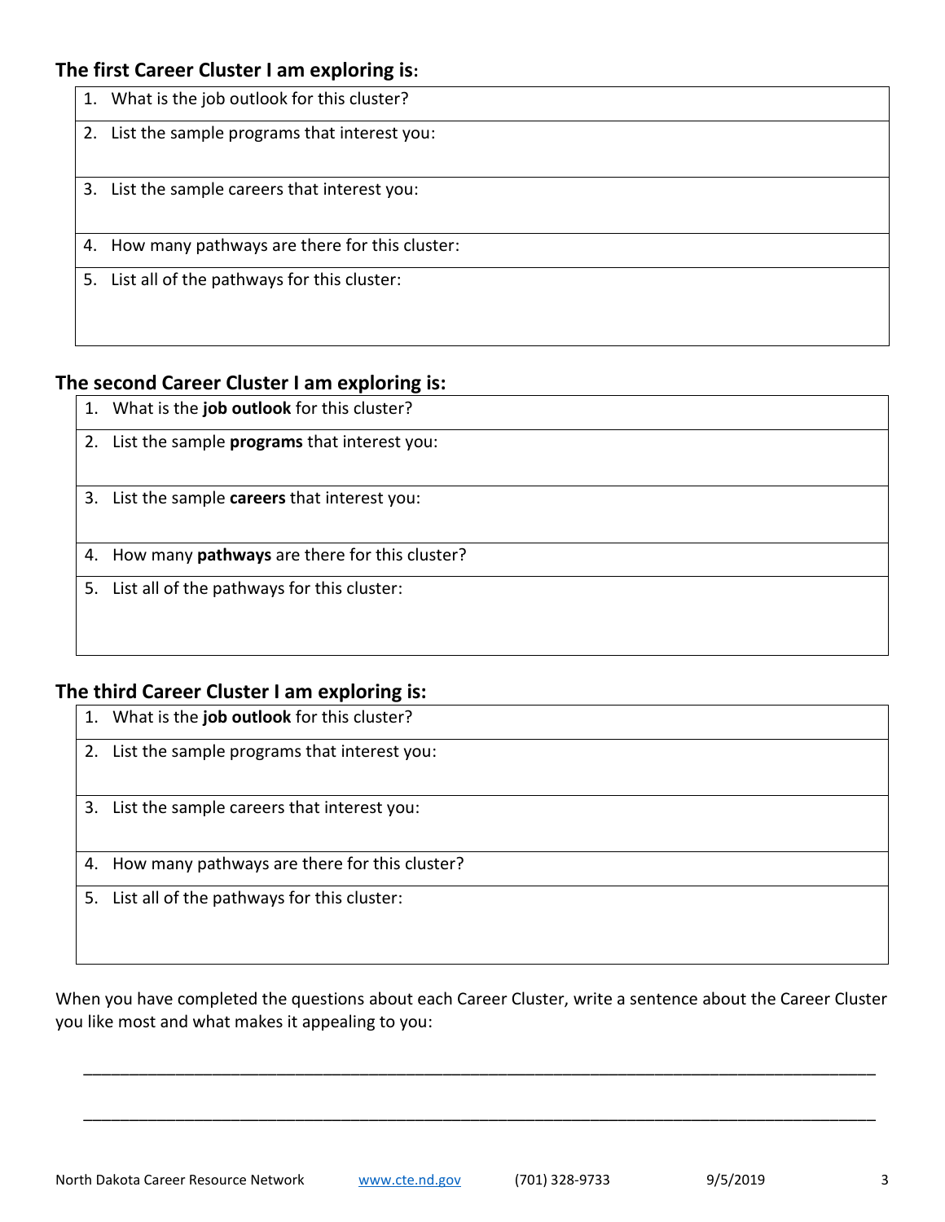## The first Career Cluster I am exploring is:

| |
|---|
| 1. What is the job outlook for this cluster? |
| 2. List the sample programs that interest you: |
| 3. List the sample careers that interest you: |
| 4. How many pathways are there for this cluster: |
| 5. List all of the pathways for this cluster: |

## The second Career Cluster I am exploring is:

| |
|---|
| 1. What is the **job outlook** for this cluster? |
| 2. List the sample **programs** that interest you: |
| 3. List the sample **careers** that interest you: |
| 4. How many **pathways** are there for this cluster? |
| 5. List all of the pathways for this cluster: |

## The third Career Cluster I am exploring is:

| |
|---|
| 1. What is the **job outlook** for this cluster? |
| 2. List the sample programs that interest you: |
| 3. List the sample careers that interest you: |
| 4. How many pathways are there for this cluster? |
| 5. List all of the pathways for this cluster: |

When you have completed the questions about each Career Cluster, write a sentence about the Career Cluster you like most and what makes it appealing to you:

\_\_\_\_\_\_\_\_\_\_\_\_\_\_\_\_\_\_\_\_\_\_\_\_\_\_\_\_\_\_\_\_\_\_\_\_\_\_\_\_\_\_\_\_\_\_\_\_\_\_\_\_\_\_\_\_\_\_\_\_\_\_\_\_\_\_\_\_\_\_\_\_\_\_\_\_\_\_

\_\_\_\_\_\_\_\_\_\_\_\_\_\_\_\_\_\_\_\_\_\_\_\_\_\_\_\_\_\_\_\_\_\_\_\_\_\_\_\_\_\_\_\_\_\_\_\_\_\_\_\_\_\_\_\_\_\_\_\_\_\_\_\_\_\_\_\_\_\_\_\_\_\_\_\_\_\_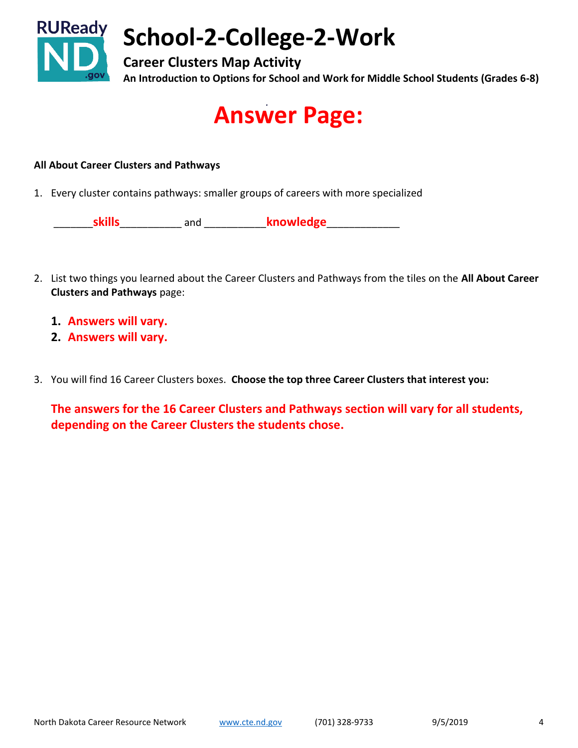# School-2-College-2-Work

**Career Clusters Map Activity**

**An Introduction to Options for School and Work for Middle School Students (Grades 6-8)**

# Answer Page:

**All About Career Clusters and Pathways**

1. Every cluster contains pathways: smaller groups of careers with more specialized

   _______**skills**__________ and __________**knowledge**____________

2. List two things you learned about the Career Clusters and Pathways from the tiles on the **All About Career Clusters and Pathways** page:

   1. **Answers will vary.**
   2. **Answers will vary.**

3. You will find 16 Career Clusters boxes. **Choose the top three Career Clusters that interest you:**

   **The answers for the 16 Career Clusters and Pathways section will vary for all students, depending on the Career Clusters the students chose.**